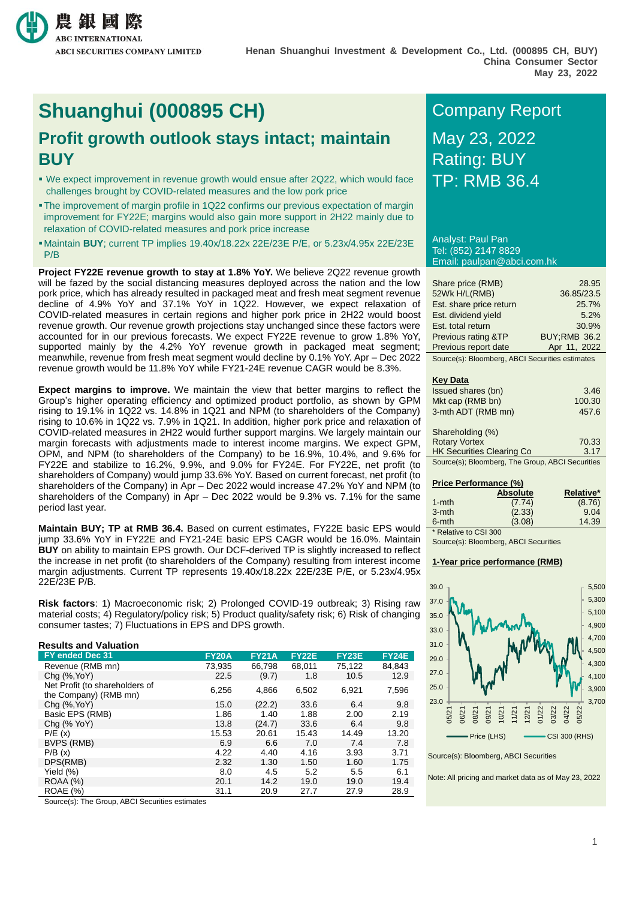Henan Shuanghui Investment & Development Co., Ltd. (000895 CH, BUY)
China Consumer Sector
May 23, 2022

# Shuanghui (000895 CH)

## Profit growth outlook stays intact; maintain BUY

- We expect improvement in revenue growth would ensue after 2Q22, which would face challenges brought by COVID-related measures and the low pork price
- The improvement of margin profile in 1Q22 confirms our previous expectation of margin improvement for FY22E; margins would also gain more support in 2H22 mainly due to relaxation of COVID-related measures and pork price increase
- Maintain **BUY**; current TP implies 19.40x/18.22x 22E/23E P/E, or 5.23x/4.95x 22E/23E P/B

**Project FY22E revenue growth to stay at 1.8% YoY.** We believe 2Q22 revenue growth will be fazed by the social distancing measures deployed across the nation and the low pork price, which has already resulted in packaged meat and fresh meat segment revenue decline of 4.9% YoY and 37.1% YoY in 1Q22. However, we expect relaxation of COVID-related measures in certain regions and higher pork price in 2H22 would boost revenue growth. Our revenue growth projections stay unchanged since these factors were accounted for in our previous forecasts. We expect FY22E revenue to grow 1.8% YoY, supported mainly by the 4.2% YoY revenue growth in packaged meat segment; meanwhile, revenue from fresh meat segment would decline by 0.1% YoY. Apr – Dec 2022 revenue growth would be 11.8% YoY while FY21-24E revenue CAGR would be 8.3%.

**Expect margins to improve.** We maintain the view that better margins to reflect the Group's higher operating efficiency and optimized product portfolio, as shown by GPM rising to 19.1% in 1Q22 vs. 14.8% in 1Q21 and NPM (to shareholders of the Company) rising to 10.6% in 1Q22 vs. 7.9% in 1Q21. In addition, higher pork price and relaxation of COVID-related measures in 2H22 would further support margins. We largely maintain our margin forecasts with adjustments made to interest income margins. We expect GPM, OPM, and NPM (to shareholders of the Company) to be 16.9%, 10.4%, and 9.6% for FY22E and stabilize to 16.2%, 9.9%, and 9.0% for FY24E. For FY22E, net profit (to shareholders of Company) would jump 33.6% YoY. Based on current forecast, net profit (to shareholders of the Company) in Apr – Dec 2022 would increase 47.2% YoY and NPM (to shareholders of the Company) in Apr – Dec 2022 would be 9.3% vs. 7.1% for the same period last year.

**Maintain BUY; TP at RMB 36.4.** Based on current estimates, FY22E basic EPS would jump 33.6% YoY in FY22E and FY21-24E basic EPS CAGR would be 16.0%. Maintain **BUY** on ability to maintain EPS growth. Our DCF-derived TP is slightly increased to reflect the increase in net profit (to shareholders of the Company) resulting from interest income margin adjustments. Current TP represents 19.40x/18.22x 22E/23E P/E, or 5.23x/4.95x 22E/23E P/B.

**Risk factors**: 1) Macroeconomic risk; 2) Prolonged COVID-19 outbreak; 3) Rising raw material costs; 4) Regulatory/policy risk; 5) Product quality/safety risk; 6) Risk of changing consumer tastes; 7) Fluctuations in EPS and DPS growth.

**Results and Valuation**

| FY ended Dec 31 | FY20A | FY21A | FY22E | FY23E | FY24E |
|---|---|---|---|---|---|
| Revenue (RMB mn) | 73,935 | 66,798 | 68,011 | 75,122 | 84,843 |
| Chg (%,YoY) | 22.5 | (9.7) | 1.8 | 10.5 | 12.9 |
| Net Profit (to shareholders of the Company) (RMB mn) | 6,256 | 4,866 | 6,502 | 6,921 | 7,596 |
| Chg (%,YoY) | 15.0 | (22.2) | 33.6 | 6.4 | 9.8 |
| Basic EPS (RMB) | 1.86 | 1.40 | 1.88 | 2.00 | 2.19 |
| Chg (% YoY) | 13.8 | (24.7) | 33.6 | 6.4 | 9.8 |
| P/E (x) | 15.53 | 20.61 | 15.43 | 14.49 | 13.20 |
| BVPS (RMB) | 6.9 | 6.6 | 7.0 | 7.4 | 7.8 |
| P/B (x) | 4.22 | 4.40 | 4.16 | 3.93 | 3.71 |
| DPS(RMB) | 2.32 | 1.30 | 1.50 | 1.60 | 1.75 |
| Yield (%) | 8.0 | 4.5 | 5.2 | 5.5 | 6.1 |
| ROAA (%) | 20.1 | 14.2 | 19.0 | 19.0 | 19.4 |
| ROAE (%) | 31.1 | 20.9 | 27.7 | 27.9 | 28.9 |

Source(s): The Group, ABCI Securities estimates

## Company Report

May 23, 2022
Rating: BUY
TP: RMB 36.4

Analyst: Paul Pan
Tel: (852) 2147 8829
Email: paulpan@abci.com.hk

| | |
|---|---|
| Share price (RMB) | 28.95 |
| 52Wk H/L(RMB) | 36.85/23.5 |
| Est. share price return | 25.7% |
| Est. dividend yield | 5.2% |
| Est. total return | 30.9% |
| Previous rating &TP | BUY;RMB 36.2 |
| Previous report date | Apr 11, 2022 |

Source(s): Bloomberg, ABCI Securities estimates

**Key Data**

| | |
|---|---|
| Issued shares (bn) | 3.46 |
| Mkt cap (RMB bn) | 100.30 |
| 3-mth ADT (RMB mn) | 457.6 |

| Shareholding (%) | |
|---|---|
| Rotary Vortex | 70.33 |
| HK Securities Clearing Co | 3.17 |

Source(s); Bloomberg, The Group, ABCI Securities

**Price Performance (%)**

| | Absolute | Relative* |
|---|---|---|
| 1-mth | (7.74) | (8.76) |
| 3-mth | (2.33) | 9.04 |
| 6-mth | (3.08) | 14.39 |

\* Relative to CSI 300
Source(s): Bloomberg, ABCI Securities

**1-Year price performance (RMB)**

Source(s): Bloomberg, ABCI Securities

Note: All pricing and market data as of May 23, 2022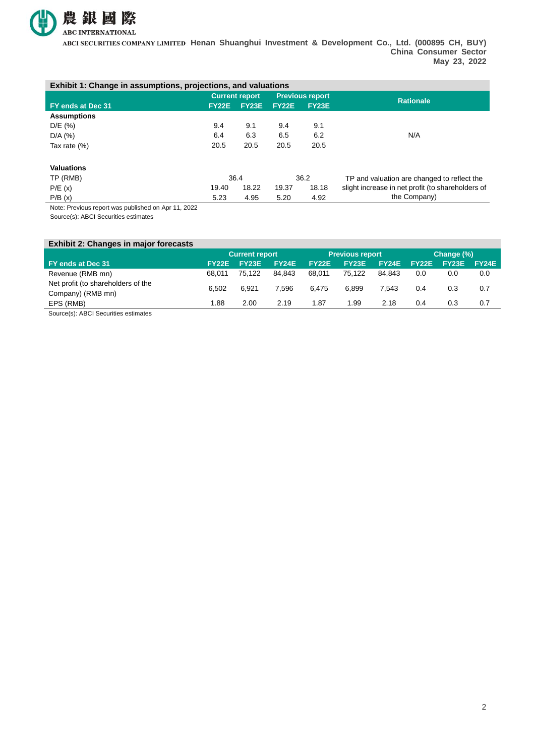**Exhibit 1: Change in assumptions, projections, and valuations**

| FY ends at Dec 31 | Current report | | Previous report | | Rationale |
|---|---|---|---|---|---|
| | FY22E | FY23E | FY22E | FY23E | |
| **Assumptions** | | | | | |
| D/E (%) | 9.4 | 9.1 | 9.4 | 9.1 | N/A |
| D/A (%) | 6.4 | 6.3 | 6.5 | 6.2 | |
| Tax rate (%) | 20.5 | 20.5 | 20.5 | 20.5 | |
| **Valuations** | | | | | |
| TP (RMB) | 36.4 | | 36.2 | | TP and valuation are changed to reflect the slight increase in net profit (to shareholders of the Company) |
| P/E (x) | 19.40 | 18.22 | 19.37 | 18.18 | |
| P/B (x) | 5.23 | 4.95 | 5.20 | 4.92 | |

Note: Previous report was published on Apr 11, 2022

Source(s): ABCI Securities estimates

**Exhibit 2: Changes in major forecasts**

| FY ends at Dec 31 | Current report | | | Previous report | | | Change (%) | | |
|---|---|---|---|---|---|---|---|---|---|
| | FY22E | FY23E | FY24E | FY22E | FY23E | FY24E | FY22E | FY23E | FY24E |
| Revenue (RMB mn) | 68,011 | 75,122 | 84,843 | 68,011 | 75,122 | 84,843 | 0.0 | 0.0 | 0.0 |
| Net profit (to shareholders of the Company) (RMB mn) | 6,502 | 6,921 | 7,596 | 6,475 | 6,899 | 7,543 | 0.4 | 0.3 | 0.7 |
| EPS (RMB) | 1.88 | 2.00 | 2.19 | 1.87 | 1.99 | 2.18 | 0.4 | 0.3 | 0.7 |

Source(s): ABCI Securities estimates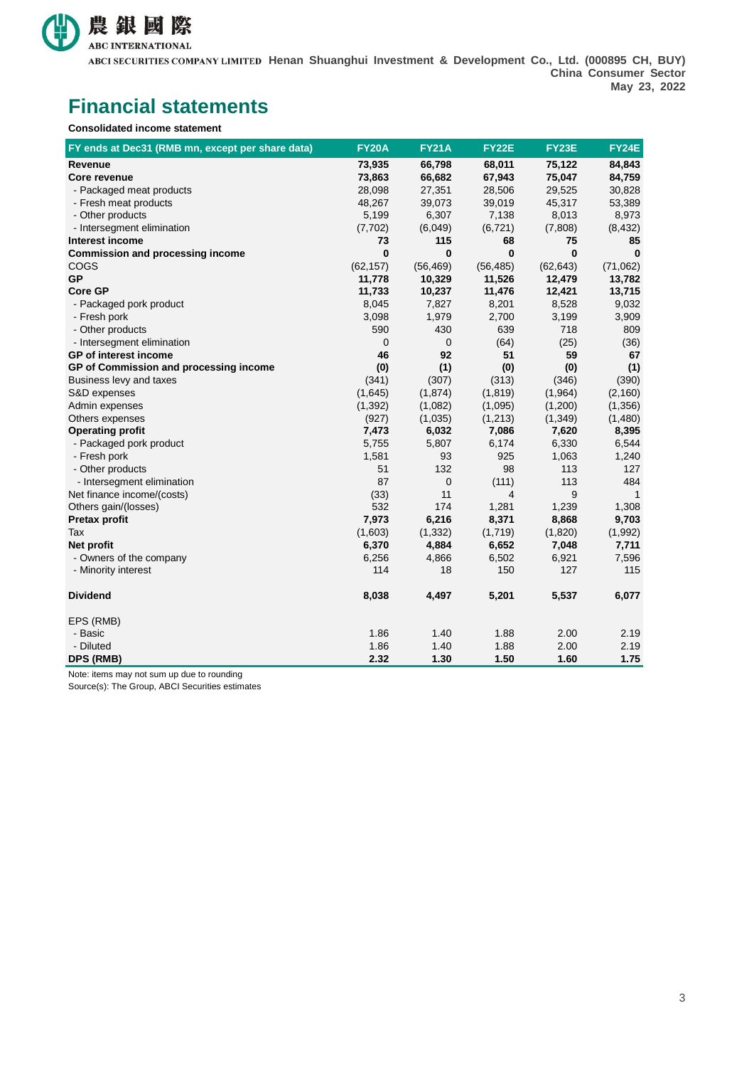# Financial statements

**Consolidated income statement**

| FY ends at Dec31 (RMB mn, except per share data) | FY20A | FY21A | FY22E | FY23E | FY24E |
|---|---|---|---|---|---|
| **Revenue** | **73,935** | **66,798** | **68,011** | **75,122** | **84,843** |
| **Core revenue** | **73,863** | **66,682** | **67,943** | **75,047** | **84,759** |
| - Packaged meat products | 28,098 | 27,351 | 28,506 | 29,525 | 30,828 |
| - Fresh meat products | 48,267 | 39,073 | 39,019 | 45,317 | 53,389 |
| - Other products | 5,199 | 6,307 | 7,138 | 8,013 | 8,973 |
| - Intersegment elimination | (7,702) | (6,049) | (6,721) | (7,808) | (8,432) |
| **Interest income** | **73** | **115** | **68** | **75** | **85** |
| **Commission and processing income** | **0** | **0** | **0** | **0** | **0** |
| COGS | (62,157) | (56,469) | (56,485) | (62,643) | (71,062) |
| **GP** | **11,778** | **10,329** | **11,526** | **12,479** | **13,782** |
| **Core GP** | **11,733** | **10,237** | **11,476** | **12,421** | **13,715** |
| - Packaged pork product | 8,045 | 7,827 | 8,201 | 8,528 | 9,032 |
| - Fresh pork | 3,098 | 1,979 | 2,700 | 3,199 | 3,909 |
| - Other products | 590 | 430 | 639 | 718 | 809 |
| - Intersegment elimination | 0 | 0 | (64) | (25) | (36) |
| **GP of interest income** | **46** | **92** | **51** | **59** | **67** |
| **GP of Commission and processing income** | **(0)** | **(1)** | **(0)** | **(0)** | **(1)** |
| Business levy and taxes | (341) | (307) | (313) | (346) | (390) |
| S&D expenses | (1,645) | (1,874) | (1,819) | (1,964) | (2,160) |
| Admin expenses | (1,392) | (1,082) | (1,095) | (1,200) | (1,356) |
| Others expenses | (927) | (1,035) | (1,213) | (1,349) | (1,480) |
| **Operating profit** | **7,473** | **6,032** | **7,086** | **7,620** | **8,395** |
| - Packaged pork product | 5,755 | 5,807 | 6,174 | 6,330 | 6,544 |
| - Fresh pork | 1,581 | 93 | 925 | 1,063 | 1,240 |
| - Other products | 51 | 132 | 98 | 113 | 127 |
| - Intersegment elimination | 87 | 0 | (111) | 113 | 484 |
| Net finance income/(costs) | (33) | 11 | 4 | 9 | 1 |
| Others gain/(losses) | 532 | 174 | 1,281 | 1,239 | 1,308 |
| **Pretax profit** | **7,973** | **6,216** | **8,371** | **8,868** | **9,703** |
| Tax | (1,603) | (1,332) | (1,719) | (1,820) | (1,992) |
| **Net profit** | **6,370** | **4,884** | **6,652** | **7,048** | **7,711** |
| - Owners of the company | 6,256 | 4,866 | 6,502 | 6,921 | 7,596 |
| - Minority interest | 114 | 18 | 150 | 127 | 115 |
| | | | | | |
| **Dividend** | **8,038** | **4,497** | **5,201** | **5,537** | **6,077** |
| | | | | | |
| EPS (RMB) | | | | | |
| - Basic | 1.86 | 1.40 | 1.88 | 2.00 | 2.19 |
| - Diluted | 1.86 | 1.40 | 1.88 | 2.00 | 2.19 |
| **DPS (RMB)** | **2.32** | **1.30** | **1.50** | **1.60** | **1.75** |

Note: items may not sum up due to rounding

Source(s): The Group, ABCI Securities estimates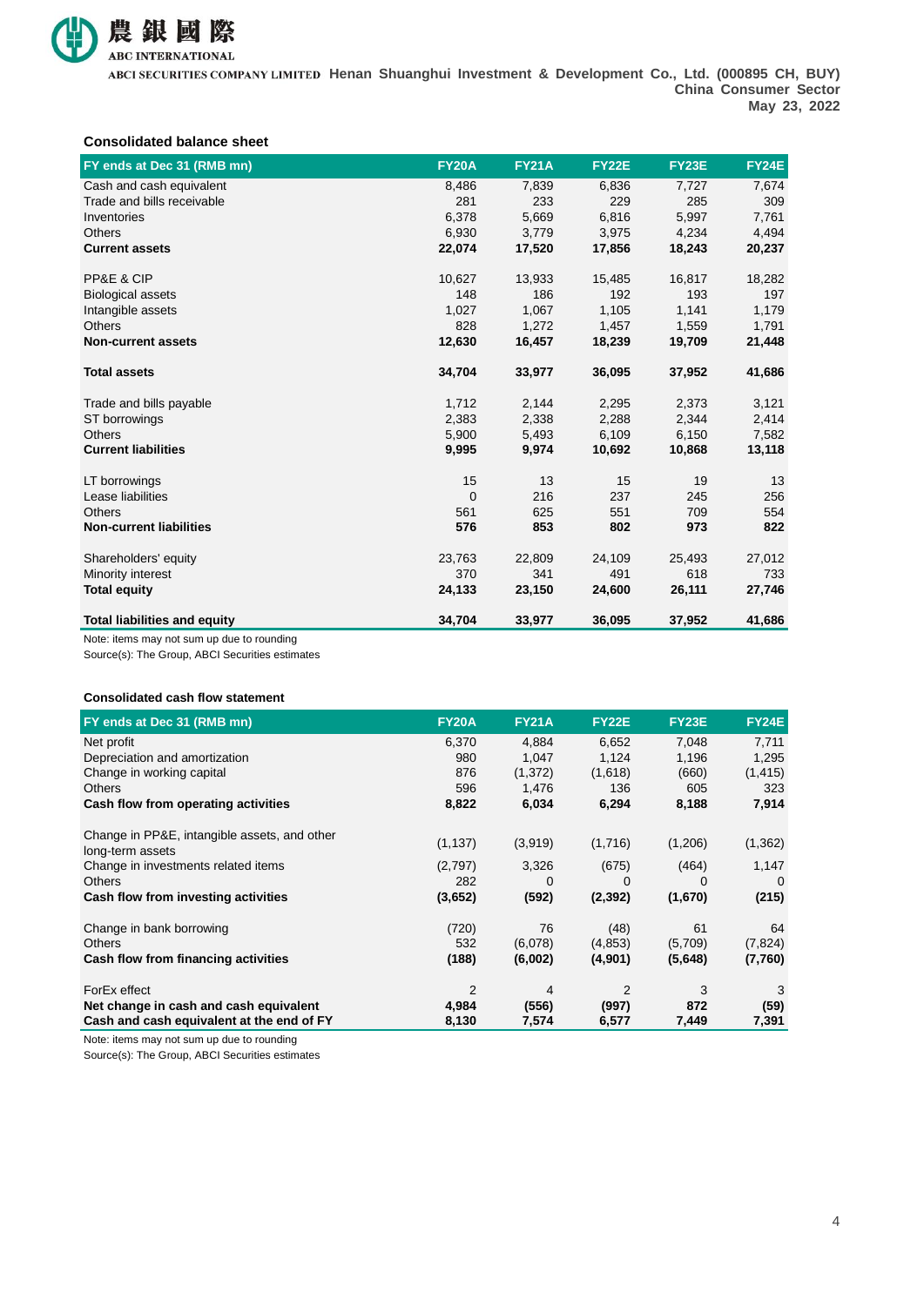### Consolidated balance sheet

| FY ends at Dec 31 (RMB mn) | FY20A | FY21A | FY22E | FY23E | FY24E |
|---|---|---|---|---|---|
| Cash and cash equivalent | 8,486 | 7,839 | 6,836 | 7,727 | 7,674 |
| Trade and bills receivable | 281 | 233 | 229 | 285 | 309 |
| Inventories | 6,378 | 5,669 | 6,816 | 5,997 | 7,761 |
| Others | 6,930 | 3,779 | 3,975 | 4,234 | 4,494 |
| **Current assets** | **22,074** | **17,520** | **17,856** | **18,243** | **20,237** |
| | | | | | |
| PP&E & CIP | 10,627 | 13,933 | 15,485 | 16,817 | 18,282 |
| Biological assets | 148 | 186 | 192 | 193 | 197 |
| Intangible assets | 1,027 | 1,067 | 1,105 | 1,141 | 1,179 |
| Others | 828 | 1,272 | 1,457 | 1,559 | 1,791 |
| **Non-current assets** | **12,630** | **16,457** | **18,239** | **19,709** | **21,448** |
| | | | | | |
| **Total assets** | **34,704** | **33,977** | **36,095** | **37,952** | **41,686** |
| | | | | | |
| Trade and bills payable | 1,712 | 2,144 | 2,295 | 2,373 | 3,121 |
| ST borrowings | 2,383 | 2,338 | 2,288 | 2,344 | 2,414 |
| Others | 5,900 | 5,493 | 6,109 | 6,150 | 7,582 |
| **Current liabilities** | **9,995** | **9,974** | **10,692** | **10,868** | **13,118** |
| | | | | | |
| LT borrowings | 15 | 13 | 15 | 19 | 13 |
| Lease liabilities | 0 | 216 | 237 | 245 | 256 |
| Others | 561 | 625 | 551 | 709 | 554 |
| **Non-current liabilities** | **576** | **853** | **802** | **973** | **822** |
| | | | | | |
| Shareholders' equity | 23,763 | 22,809 | 24,109 | 25,493 | 27,012 |
| Minority interest | 370 | 341 | 491 | 618 | 733 |
| **Total equity** | **24,133** | **23,150** | **24,600** | **26,111** | **27,746** |
| | | | | | |
| **Total liabilities and equity** | **34,704** | **33,977** | **36,095** | **37,952** | **41,686** |

Note: items may not sum up due to rounding
Source(s): The Group, ABCI Securities estimates

### Consolidated cash flow statement

| FY ends at Dec 31 (RMB mn) | FY20A | FY21A | FY22E | FY23E | FY24E |
|---|---|---|---|---|---|
| Net profit | 6,370 | 4,884 | 6,652 | 7,048 | 7,711 |
| Depreciation and amortization | 980 | 1,047 | 1,124 | 1,196 | 1,295 |
| Change in working capital | 876 | (1,372) | (1,618) | (660) | (1,415) |
| Others | 596 | 1,476 | 136 | 605 | 323 |
| **Cash flow from operating activities** | **8,822** | **6,034** | **6,294** | **8,188** | **7,914** |
| | | | | | |
| Change in PP&E, intangible assets, and other long-term assets | (1,137) | (3,919) | (1,716) | (1,206) | (1,362) |
| Change in investments related items | (2,797) | 3,326 | (675) | (464) | 1,147 |
| Others | 282 | 0 | 0 | 0 | 0 |
| **Cash flow from investing activities** | **(3,652)** | **(592)** | **(2,392)** | **(1,670)** | **(215)** |
| | | | | | |
| Change in bank borrowing | (720) | 76 | (48) | 61 | 64 |
| Others | 532 | (6,078) | (4,853) | (5,709) | (7,824) |
| **Cash flow from financing activities** | **(188)** | **(6,002)** | **(4,901)** | **(5,648)** | **(7,760)** |
| | | | | | |
| ForEx effect | 2 | 4 | 2 | 3 | 3 |
| **Net change in cash and cash equivalent** | **4,984** | **(556)** | **(997)** | **872** | **(59)** |
| **Cash and cash equivalent at the end of FY** | **8,130** | **7,574** | **6,577** | **7,449** | **7,391** |

Note: items may not sum up due to rounding
Source(s): The Group, ABCI Securities estimates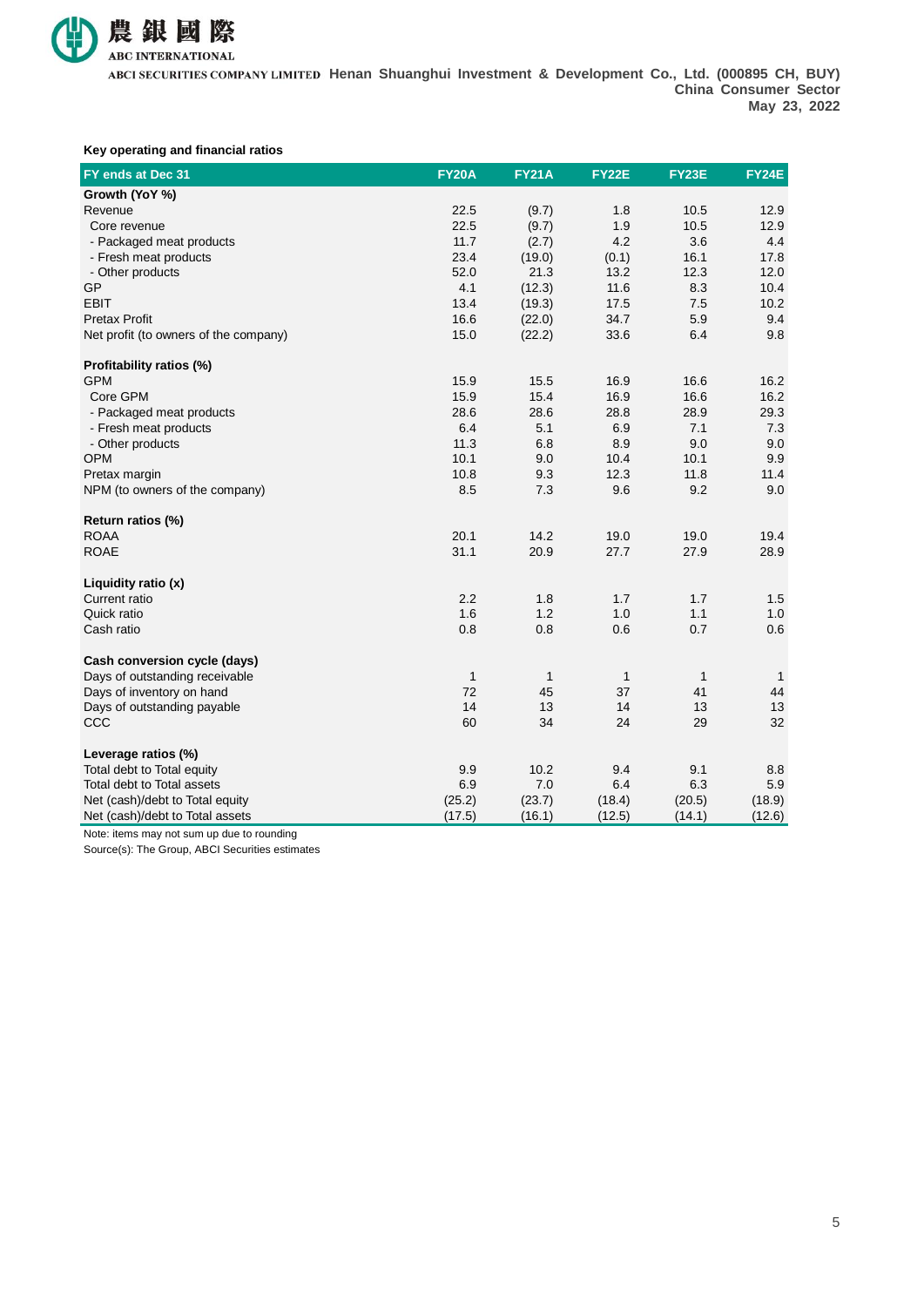### Key operating and financial ratios

| FY ends at Dec 31 | FY20A | FY21A | FY22E | FY23E | FY24E |
|---|---|---|---|---|---|
| **Growth (YoY %)** | | | | | |
| Revenue | 22.5 | (9.7) | 1.8 | 10.5 | 12.9 |
| Core revenue | 22.5 | (9.7) | 1.9 | 10.5 | 12.9 |
| - Packaged meat products | 11.7 | (2.7) | 4.2 | 3.6 | 4.4 |
| - Fresh meat products | 23.4 | (19.0) | (0.1) | 16.1 | 17.8 |
| - Other products | 52.0 | 21.3 | 13.2 | 12.3 | 12.0 |
| GP | 4.1 | (12.3) | 11.6 | 8.3 | 10.4 |
| EBIT | 13.4 | (19.3) | 17.5 | 7.5 | 10.2 |
| Pretax Profit | 16.6 | (22.0) | 34.7 | 5.9 | 9.4 |
| Net profit (to owners of the company) | 15.0 | (22.2) | 33.6 | 6.4 | 9.8 |
| | | | | | |
| **Profitability ratios (%)** | | | | | |
| GPM | 15.9 | 15.5 | 16.9 | 16.6 | 16.2 |
| Core GPM | 15.9 | 15.4 | 16.9 | 16.6 | 16.2 |
| - Packaged meat products | 28.6 | 28.6 | 28.8 | 28.9 | 29.3 |
| - Fresh meat products | 6.4 | 5.1 | 6.9 | 7.1 | 7.3 |
| - Other products | 11.3 | 6.8 | 8.9 | 9.0 | 9.0 |
| OPM | 10.1 | 9.0 | 10.4 | 10.1 | 9.9 |
| Pretax margin | 10.8 | 9.3 | 12.3 | 11.8 | 11.4 |
| NPM (to owners of the company) | 8.5 | 7.3 | 9.6 | 9.2 | 9.0 |
| | | | | | |
| **Return ratios (%)** | | | | | |
| ROAA | 20.1 | 14.2 | 19.0 | 19.0 | 19.4 |
| ROAE | 31.1 | 20.9 | 27.7 | 27.9 | 28.9 |
| | | | | | |
| **Liquidity ratio (x)** | | | | | |
| Current ratio | 2.2 | 1.8 | 1.7 | 1.7 | 1.5 |
| Quick ratio | 1.6 | 1.2 | 1.0 | 1.1 | 1.0 |
| Cash ratio | 0.8 | 0.8 | 0.6 | 0.7 | 0.6 |
| | | | | | |
| **Cash conversion cycle (days)** | | | | | |
| Days of outstanding receivable | 1 | 1 | 1 | 1 | 1 |
| Days of inventory on hand | 72 | 45 | 37 | 41 | 44 |
| Days of outstanding payable | 14 | 13 | 14 | 13 | 13 |
| CCC | 60 | 34 | 24 | 29 | 32 |
| | | | | | |
| **Leverage ratios (%)** | | | | | |
| Total debt to Total equity | 9.9 | 10.2 | 9.4 | 9.1 | 8.8 |
| Total debt to Total assets | 6.9 | 7.0 | 6.4 | 6.3 | 5.9 |
| Net (cash)/debt to Total equity | (25.2) | (23.7) | (18.4) | (20.5) | (18.9) |
| Net (cash)/debt to Total assets | (17.5) | (16.1) | (12.5) | (14.1) | (12.6) |

Note: items may not sum up due to rounding

Source(s): The Group, ABCI Securities estimates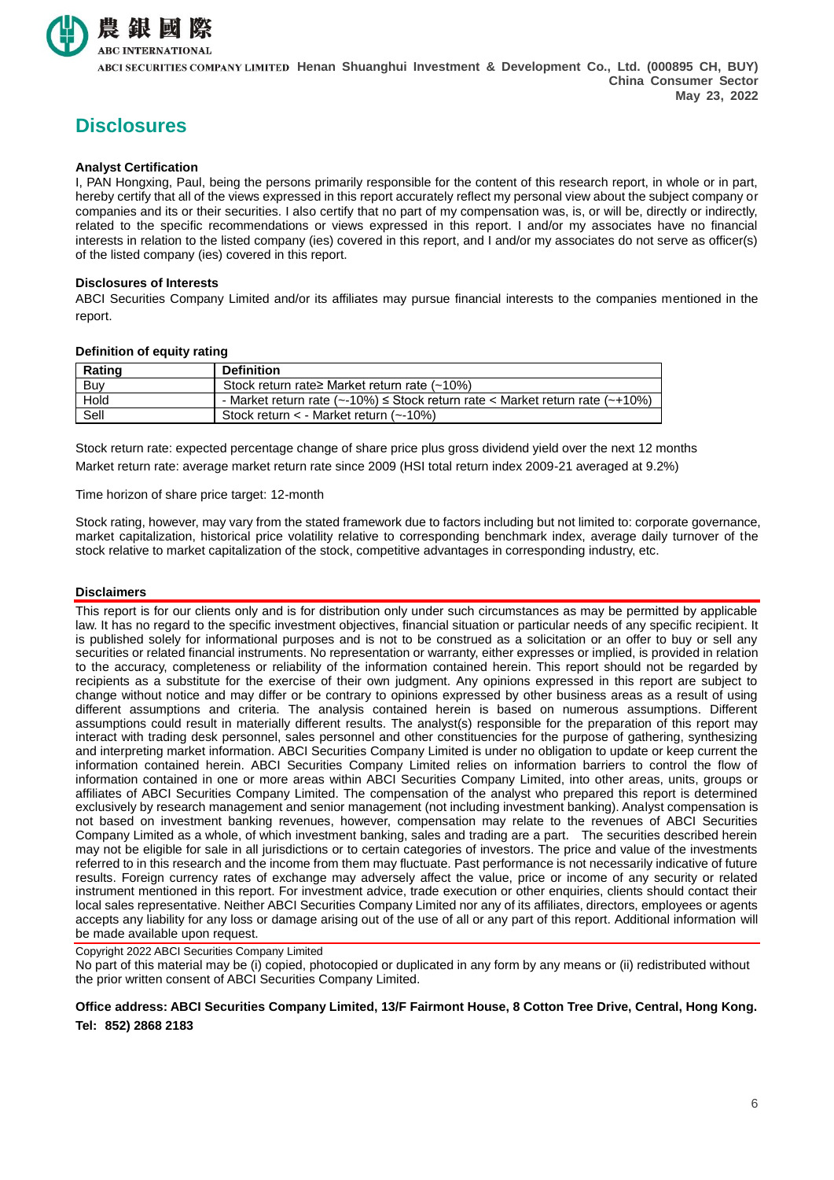# Disclosures

**Analyst Certification**

I, PAN Hongxing, Paul, being the persons primarily responsible for the content of this research report, in whole or in part, hereby certify that all of the views expressed in this report accurately reflect my personal view about the subject company or companies and its or their securities. I also certify that no part of my compensation was, is, or will be, directly or indirectly, related to the specific recommendations or views expressed in this report. I and/or my associates have no financial interests in relation to the listed company (ies) covered in this report, and I and/or my associates do not serve as officer(s) of the listed company (ies) covered in this report.

**Disclosures of Interests**

ABCI Securities Company Limited and/or its affiliates may pursue financial interests to the companies mentioned in the report.

**Definition of equity rating**

| Rating | Definition |
|---|---|
| Buy | Stock return rate≥ Market return rate (~10%) |
| Hold | - Market return rate (~-10%) ≤ Stock return rate < Market return rate (~+10%) |
| Sell | Stock return < - Market return (~-10%) |

Stock return rate: expected percentage change of share price plus gross dividend yield over the next 12 months

Market return rate: average market return rate since 2009 (HSI total return index 2009-21 averaged at 9.2%)

Time horizon of share price target: 12-month

Stock rating, however, may vary from the stated framework due to factors including but not limited to: corporate governance, market capitalization, historical price volatility relative to corresponding benchmark index, average daily turnover of the stock relative to market capitalization of the stock, competitive advantages in corresponding industry, etc.

**Disclaimers**

This report is for our clients only and is for distribution only under such circumstances as may be permitted by applicable law. It has no regard to the specific investment objectives, financial situation or particular needs of any specific recipient. It is published solely for informational purposes and is not to be construed as a solicitation or an offer to buy or sell any securities or related financial instruments. No representation or warranty, either expresses or implied, is provided in relation to the accuracy, completeness or reliability of the information contained herein. This report should not be regarded by recipients as a substitute for the exercise of their own judgment. Any opinions expressed in this report are subject to change without notice and may differ or be contrary to opinions expressed by other business areas as a result of using different assumptions and criteria. The analysis contained herein is based on numerous assumptions. Different assumptions could result in materially different results. The analyst(s) responsible for the preparation of this report may interact with trading desk personnel, sales personnel and other constituencies for the purpose of gathering, synthesizing and interpreting market information. ABCI Securities Company Limited is under no obligation to update or keep current the information contained herein. ABCI Securities Company Limited relies on information barriers to control the flow of information contained in one or more areas within ABCI Securities Company Limited, into other areas, units, groups or affiliates of ABCI Securities Company Limited. The compensation of the analyst who prepared this report is determined exclusively by research management and senior management (not including investment banking). Analyst compensation is not based on investment banking revenues, however, compensation may relate to the revenues of ABCI Securities Company Limited as a whole, of which investment banking, sales and trading are a part. The securities described herein may not be eligible for sale in all jurisdictions or to certain categories of investors. The price and value of the investments referred to in this research and the income from them may fluctuate. Past performance is not necessarily indicative of future results. Foreign currency rates of exchange may adversely affect the value, price or income of any security or related instrument mentioned in this report. For investment advice, trade execution or other enquiries, clients should contact their local sales representative. Neither ABCI Securities Company Limited nor any of its affiliates, directors, employees or agents accepts any liability for any loss or damage arising out of the use of all or any part of this report. Additional information will be made available upon request.

Copyright 2022 ABCI Securities Company Limited

No part of this material may be (i) copied, photocopied or duplicated in any form by any means or (ii) redistributed without the prior written consent of ABCI Securities Company Limited.

**Office address: ABCI Securities Company Limited, 13/F Fairmont House, 8 Cotton Tree Drive, Central, Hong Kong.**

**Tel: 852) 2868 2183**